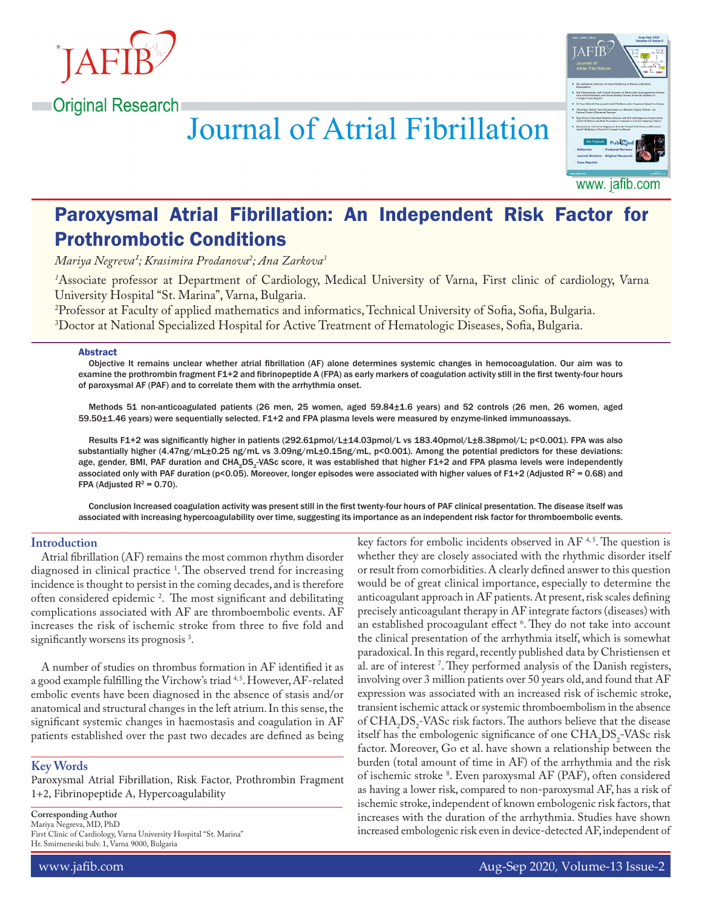Original Research

# Paroxysmal Atrial Fibrillation: An Independent Risk Factor for Prothrombotic Conditions

*Mariya Negreva[1]; Krasimira Prodanova[2]; Ana Zarkova[3]*

[1]Associate professor at Department of Cardiology, Medical University of Varna, First clinic of cardiology, Varna University Hospital "St. Marina", Varna, Bulgaria.

[2]Professor at Faculty of applied mathematics and informatics, Technical University of Sofia, Sofia, Bulgaria.

[3]Doctor at National Specialized Hospital for Active Treatment of Hematologic Diseases, Sofia, Bulgaria.

## Abstract

**Objective** It remains unclear whether atrial fibrillation (AF) alone determines systemic changes in hemocoagulation. Our aim was to examine the prothrombin fragment F1+2 and fibrinopeptide A (FPA) as early markers of coagulation activity still in the first twenty-four hours of paroxysmal AF (PAF) and to correlate them with the arrhythmia onset.

**Methods** 51 non-anticoagulated patients (26 men, 25 women, aged 59.84±1.6 years) and 52 controls (26 men, 26 women, aged 59.50±1.46 years) were sequentially selected. F1+2 and FPA plasma levels were measured by enzyme-linked immunoassays.

**Results** F1+2 was significantly higher in patients (292.61pmol/L±14.03pmol/L vs 183.40pmol/L±8.38pmol/L; p<0.001). FPA was also substantially higher (4.47ng/mL±0.25 ng/mL vs 3.09ng/mL±0.15ng/mL, p<0.001). Among the potential predictors for these deviations: age, gender, BMI, PAF duration and $CHA_2DS_2$-VASc score, it was established that higher F1+2 and FPA plasma levels were independently associated only with PAF duration (p<0.05). Moreover, longer episodes were associated with higher values of F1+2 (Adjusted $R^2$ = 0.68) and FPA (Adjusted $R^2$ = 0.70).

**Conclusion** Increased coagulation activity was present still in the first twenty-four hours of PAF clinical presentation. The disease itself was associated with increasing hypercoagulability over time, suggesting its importance as an independent risk factor for thromboembolic events.

## Key Words

Paroxysmal Atrial Fibrillation, Risk Factor, Prothrombin Fragment 1+2, Fibrinopeptide A, Hypercoagulability

**Corresponding Author**
Mariya Negreva, MD, PhD
First Clinic of Cardiology, Varna University Hospital "St. Marina"
Hr. Smirneneski bulv. 1, Varna 9000, Bulgaria

## Introduction

Atrial fibrillation (AF) remains the most common rhythm disorder diagnosed in clinical practice [1]. The observed trend for increasing incidence is thought to persist in the coming decades, and is therefore often considered epidemic [2]. The most significant and debilitating complications associated with AF are thromboembolic events. AF increases the risk of ischemic stroke from three to five fold and significantly worsens its prognosis [3].

A number of studies on thrombus formation in AF identified it as a good example fulfilling the Virchow's triad [4,5]. However, AF-related embolic events have been diagnosed in the absence of stasis and/or anatomical and structural changes in the left atrium. In this sense, the significant systemic changes in haemostasis and coagulation in AF patients established over the past two decades are defined as being key factors for embolic incidents observed in AF [4,5]. The question is whether they are closely associated with the rhythmic disorder itself or result from comorbidities. A clearly defined answer to this question would be of great clinical importance, especially to determine the anticoagulant approach in AF patients. At present, risk scales defining precisely anticoagulant therapy in AF integrate factors (diseases) with an established procoagulant effect [6]. They do not take into account the clinical presentation of the arrhythmia itself, which is somewhat paradoxical. In this regard, recently published data by Christiensen et al. are of interest [7]. They performed analysis of the Danish registers, involving over 3 million patients over 50 years old, and found that AF expression was associated with an increased risk of ischemic stroke, transient ischemic attack or systemic thromboembolism in the absence of $CHA_2DS_2$-VASc risk factors. The authors believe that the disease itself has the embologenic significance of one $CHA_2DS_2$-VASc risk factor. Moreover, Go et al. have shown a relationship between the burden (total amount of time in AF) of the arrhythmia and the risk of ischemic stroke [8]. Even paroxysmal AF (PAF), often considered as having a lower risk, compared to non-paroxysmal AF, has a risk of ischemic stroke, independent of known embologenic risk factors, that increases with the duration of the arrhythmia. Studies have shown increased embologenic risk even in device-detected AF, independent of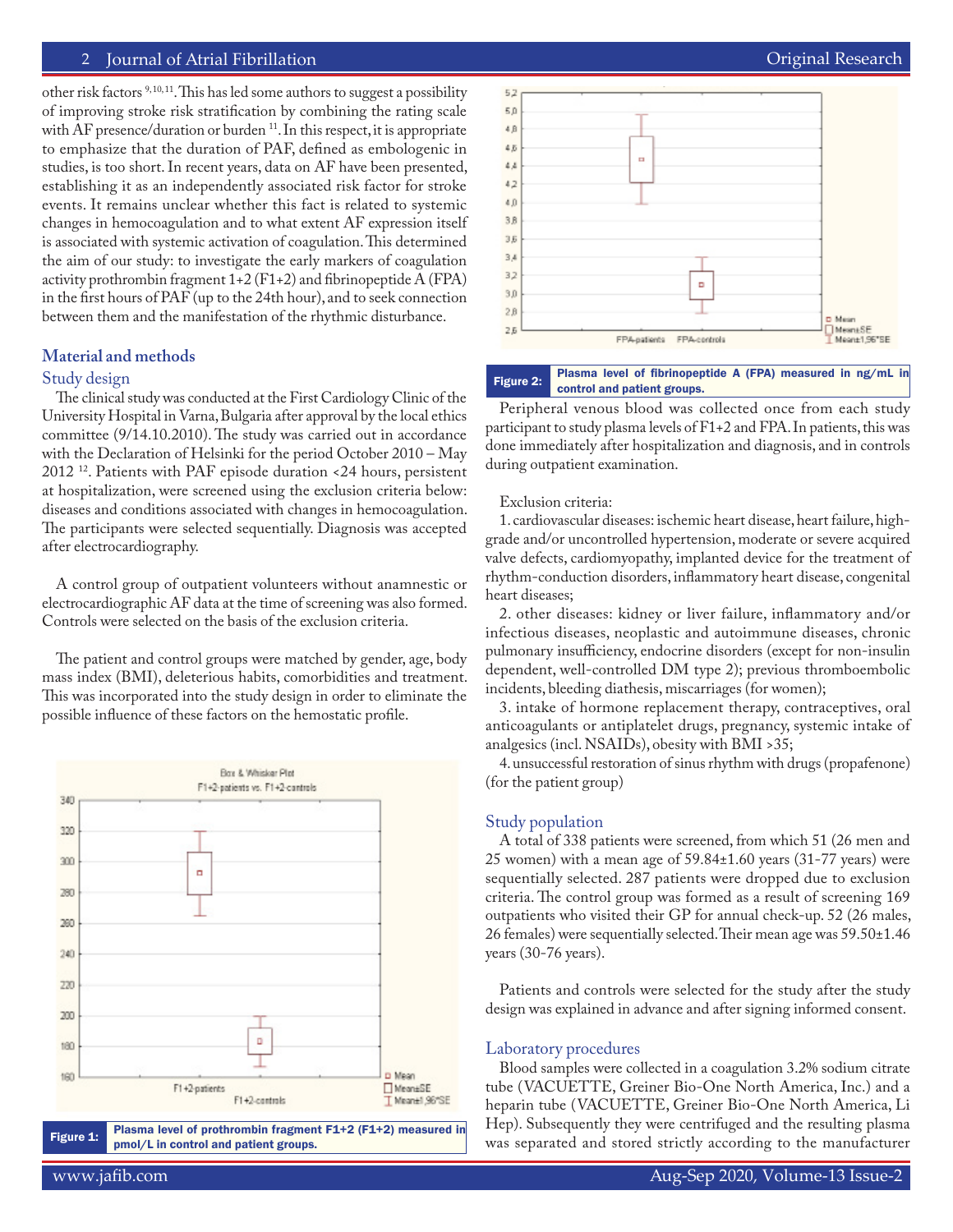other risk factors [9,10,11]. This has led some authors to suggest a possibility of improving stroke risk stratification by combining the rating scale with AF presence/duration or burden [11]. In this respect, it is appropriate to emphasize that the duration of PAF, defined as embologenic in studies, is too short. In recent years, data on AF have been presented, establishing it as an independently associated risk factor for stroke events. It remains unclear whether this fact is related to systemic changes in hemocoagulation and to what extent AF expression itself is associated with systemic activation of coagulation. This determined the aim of our study: to investigate the early markers of coagulation activity prothrombin fragment 1+2 (F1+2) and fibrinopeptide A (FPA) in the first hours of PAF (up to the 24th hour), and to seek connection between them and the manifestation of the rhythmic disturbance.

## Material and methods

### Study design

The clinical study was conducted at the First Cardiology Clinic of the University Hospital in Varna, Bulgaria after approval by the local ethics committee (9/14.10.2010). The study was carried out in accordance with the Declaration of Helsinki for the period October 2010 – May 2012 [12]. Patients with PAF episode duration <24 hours, persistent at hospitalization, were screened using the exclusion criteria below: diseases and conditions associated with changes in hemocoagulation. The participants were selected sequentially. Diagnosis was accepted after electrocardiography.

A control group of outpatient volunteers without anamnestic or electrocardiographic AF data at the time of screening was also formed. Controls were selected on the basis of the exclusion criteria.

The patient and control groups were matched by gender, age, body mass index (BMI), deleterious habits, comorbidities and treatment. This was incorporated into the study design in order to eliminate the possible influence of these factors on the hemostatic profile.

Figure 1: Plasma level of prothrombin fragment F1+2 (F1+2) measured in pmol/L in control and patient groups.

Figure 2: Plasma level of fibrinopeptide A (FPA) measured in ng/mL in control and patient groups.

Peripheral venous blood was collected once from each study participant to study plasma levels of F1+2 and FPA. In patients, this was done immediately after hospitalization and diagnosis, and in controls during outpatient examination.

Exclusion criteria:

1. cardiovascular diseases: ischemic heart disease, heart failure, high-grade and/or uncontrolled hypertension, moderate or severe acquired valve defects, cardiomyopathy, implanted device for the treatment of rhythm-conduction disorders, inflammatory heart disease, congenital heart diseases;
2. other diseases: kidney or liver failure, inflammatory and/or infectious diseases, neoplastic and autoimmune diseases, chronic pulmonary insufficiency, endocrine disorders (except for non-insulin dependent, well-controlled DM type 2); previous thromboembolic incidents, bleeding diathesis, miscarriages (for women);
3. intake of hormone replacement therapy, contraceptives, oral anticoagulants or antiplatelet drugs, pregnancy, systemic intake of analgesics (incl. NSAIDs), obesity with BMI >35;
4. unsuccessful restoration of sinus rhythm with drugs (propafenone) (for the patient group)

### Study population

A total of 338 patients were screened, from which 51 (26 men and 25 women) with a mean age of 59.84±1.60 years (31-77 years) were sequentially selected. 287 patients were dropped due to exclusion criteria. The control group was formed as a result of screening 169 outpatients who visited their GP for annual check-up. 52 (26 males, 26 females) were sequentially selected. Their mean age was 59.50±1.46 years (30-76 years).

Patients and controls were selected for the study after the study design was explained in advance and after signing informed consent.

### Laboratory procedures

Blood samples were collected in a coagulation 3.2% sodium citrate tube (VACUETTE, Greiner Bio-One North America, Inc.) and a heparin tube (VACUETTE, Greiner Bio-One North America, Li Hep). Subsequently they were centrifuged and the resulting plasma was separated and stored strictly according to the manufacturer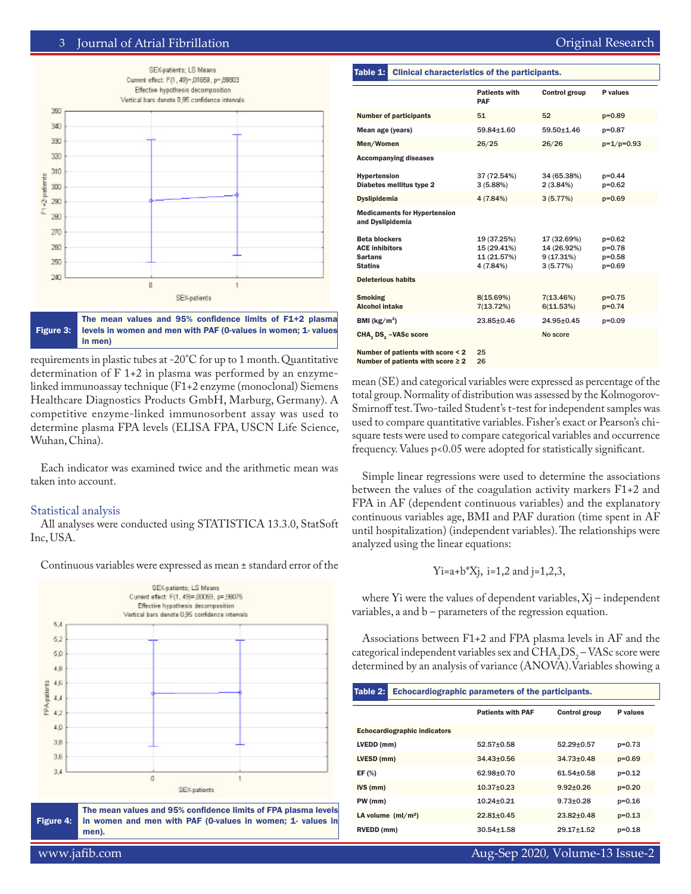Figure 3: The mean values and 95% confidence limits of F1+2 plasma levels in women and men with PAF (0-values in women; 1- values in men)

requirements in plastic tubes at -20˚C for up to 1 month. Quantitative determination of F 1+2 in plasma was performed by an enzyme-linked immunoassay technique (F1+2 enzyme (monoclonal) Siemens Healthcare Diagnostics Products GmbH, Marburg, Germany). A competitive enzyme-linked immunosorbent assay was used to determine plasma FPA levels (ELISA FPA, USCN Life Science, Wuhan, China).

Each indicator was examined twice and the arithmetic mean was taken into account.

## Statistical analysis

All analyses were conducted using STATISTICA 13.3.0, StatSoft Inc, USA.

Continuous variables were expressed as mean ± standard error of the mean (SE) and categorical variables were expressed as percentage of the total group. Normality of distribution was assessed by the Kolmogorov-Smirnoff test. Two-tailed Student's t-test for independent samples was used to compare quantitative variables. Fisher's exact or Pearson's chi-square tests were used to compare categorical variables and occurrence frequency. Values $p<0.05$ were adopted for statistically significant.

Figure 4: The mean values and 95% confidence limits of FPA plasma levels in women and men with PAF (0-values in women; 1- values in men).

**Table 1: Clinical characteristics of the participants.**

| | Patients with PAF | Control group | P values |
|---|---|---|---|
| **Number of participants** | 51 | 52 | p=0.89 |
| **Mean age (years)** | 59.84±1.60 | 59.50±1.46 | p=0.87 |
| **Men/Women** | 26/25 | 26/26 | p=1/p=0.93 |
| **Accompanying diseases** | | | |
| **Hypertension** | 37 (72.54%) | 34 (65.38%) | p=0.44 |
| **Diabetes mellitus type 2** | 3 (5.88%) | 2 (3.84%) | p=0.62 |
| **Dyslipidemia** | 4 (7.84%) | 3 (5.77%) | p=0.69 |
| **Medicaments for Hypertension and Dyslipidemia** | | | |
| **Beta blockers** | 19 (37.25%) | 17 (32.69%) | p=0.62 |
| **ACE inhibitors** | 15 (29.41%) | 14 (26.92%) | p=0.78 |
| **Sartans** | 11 (21.57%) | 9 (17.31%) | p=0.58 |
| **Statins** | 4 (7.84%) | 3 (5.77%) | p=0.69 |
| **Deleterious habits** | | | |
| **Smoking** | 8(15.69%) | 7(13.46%) | p=0.75 |
| **Alcohol intake** | 7(13.72%) | 6(11.53%) | p=0.74 |
| **BMI (kg/m²)** | 23.85±0.46 | 24.95±0.45 | p=0.09 |
| **$CHA_2DS_2$ –VASc score** | | No score | |
| **Number of patients with score < 2** | 25 | | |
| **Number of patients with score ≥ 2** | 26 | | |

Simple linear regressions were used to determine the associations between the values of the coagulation activity markers F1+2 and FPA in AF (dependent continuous variables) and the explanatory continuous variables age, BMI and PAF duration (time spent in AF until hospitalization) (independent variables). The relationships were analyzed using the linear equations:

$$Y_i=a+b^*X_j, \; i=1,2 \text{ and } j=1,2,3,$$

where $Y_i$ were the values of dependent variables, $X_j$ – independent variables, a and b – parameters of the regression equation.

Associations between F1+2 and FPA plasma levels in AF and the categorical independent variables sex and $CHA_2DS_2$ – VASc score were determined by an analysis of variance (ANOVA). Variables showing a

**Table 2: Echocardiographic parameters of the participants.**

| | Patients with PAF | Control group | P values |
|---|---|---|---|
| **Echocardiographic indicators** | | | |
| **LVEDD (mm)** | 52.57±0.58 | 52.29±0.57 | p=0.73 |
| **LVESD (mm)** | 34.43±0.56 | 34.73±0.48 | p=0.69 |
| **EF (%)** | 62.98±0.70 | 61.54±0.58 | p=0.12 |
| **IVS (mm)** | 10.37±0.23 | 9.92±0.26 | p=0.20 |
| **PW (mm)** | 10.24±0.21 | 9.73±0.28 | p=0.16 |
| **LA volume (ml/m²)** | 22.81±0.45 | 23.82±0.48 | p=0.13 |
| **RVEDD (mm)** | 30.54±1.58 | 29.17±1.52 | p=0.18 |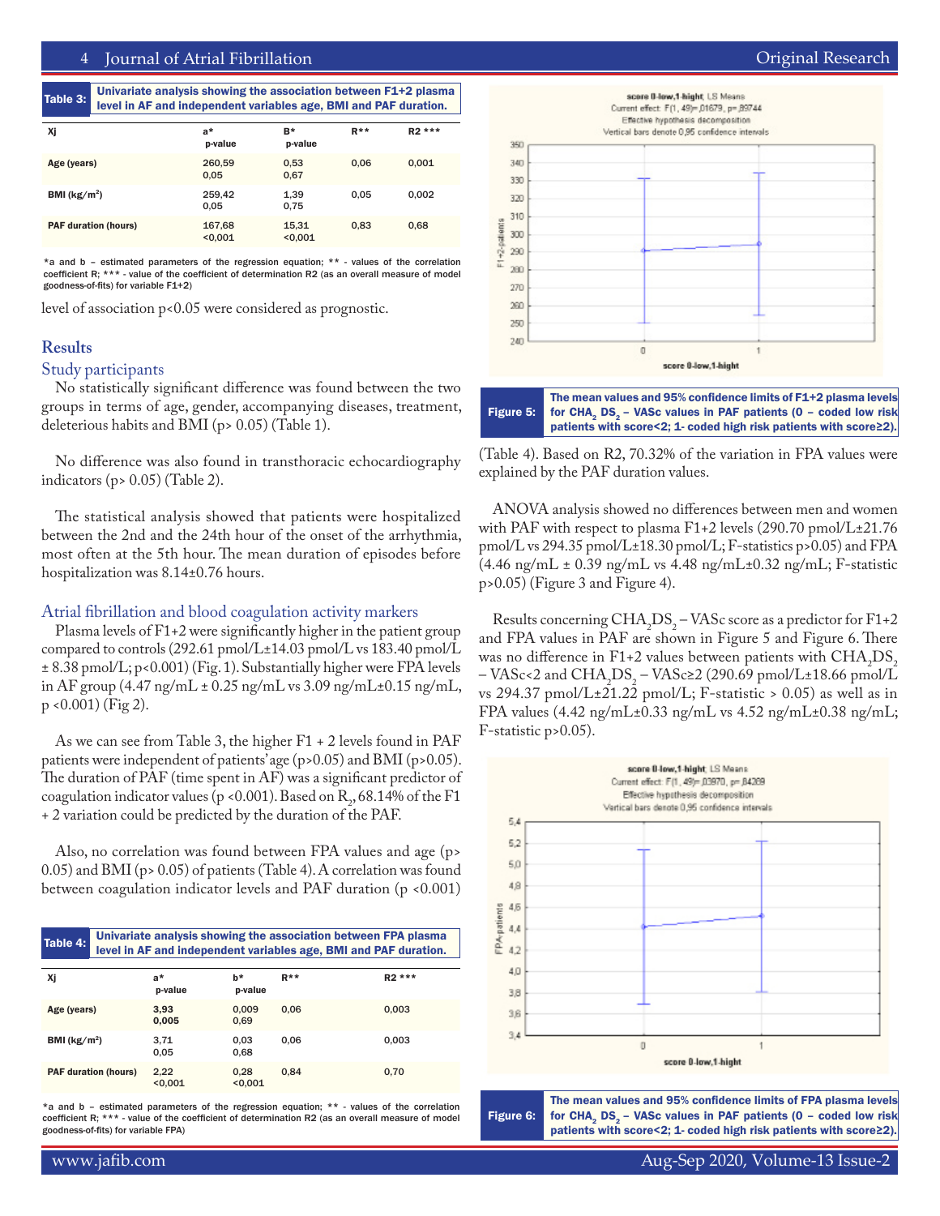**Table 3:** Univariate analysis showing the association between F1+2 plasma level in AF and independent variables age, BMI and PAF duration.

| Xj | a* p-value | B* p-value | R** | R2 *** |
|---|---|---|---|---|
| Age (years) | 260,59 0,05 | 0,53 0,67 | 0,06 | 0,001 |
| BMI (kg/m$^2$) | 259,42 0,05 | 1,39 0,75 | 0,05 | 0,002 |
| PAF duration (hours) | 167,68 <0,001 | 15,31 <0,001 | 0,83 | 0,68 |

*a and b – estimated parameters of the regression equation; ** - values of the correlation coefficient R; *** - value of the coefficient of determination R2 (as an overall measure of model goodness-of-fits) for variable F1+2)

level of association p<0.05 were considered as prognostic.

## Results

### Study participants

No statistically significant difference was found between the two groups in terms of age, gender, accompanying diseases, treatment, deleterious habits and BMI (p> 0.05) (Table 1).

No difference was also found in transthoracic echocardiography indicators (p> 0.05) (Table 2).

The statistical analysis showed that patients were hospitalized between the 2nd and the 24th hour of the onset of the arrhythmia, most often at the 5th hour. The mean duration of episodes before hospitalization was 8.14±0.76 hours.

### Atrial fibrillation and blood coagulation activity markers

Plasma levels of F1+2 were significantly higher in the patient group compared to controls (292.61 pmol/L±14.03 pmol/L vs 183.40 pmol/L ± 8.38 pmol/L; p<0.001) (Fig. 1). Substantially higher were FPA levels in AF group (4.47 ng/mL ± 0.25 ng/mL vs 3.09 ng/mL±0.15 ng/mL, p <0.001) (Fig 2).

As we can see from Table 3, the higher F1 + 2 levels found in PAF patients were independent of patients' age (p>0.05) and BMI (p>0.05). The duration of PAF (time spent in AF) was a significant predictor of coagulation indicator values (p <0.001). Based on $R_2$, 68.14% of the F1 + 2 variation could be predicted by the duration of the PAF.

Also, no correlation was found between FPA values and age (p> 0.05) and BMI (p> 0.05) of patients (Table 4). A correlation was found between coagulation indicator levels and PAF duration (p <0.001)

**Table 4:** Univariate analysis showing the association between FPA plasma level in AF and independent variables age, BMI and PAF duration.

| Xj | a* p-value | b* p-value | R** | R2 *** |
|---|---|---|---|---|
| Age (years) | 3,93 0,005 | 0,009 0,69 | 0,06 | 0,003 |
| BMI (kg/m$^2$) | 3,71 0,05 | 0,03 0,68 | 0,06 | 0,003 |
| PAF duration (hours) | 2,22 <0,001 | 0,28 <0,001 | 0,84 | 0,70 |

*a and b – estimated parameters of the regression equation; ** - values of the correlation coefficient R; *** - value of the coefficient of determination R2 (as an overall measure of model goodness-of-fits) for variable FPA)

**Figure 5:** The mean values and 95% confidence limits of F1+2 plasma levels for $CHA_2DS_2$ – VASc values in PAF patients (0 – coded low risk patients with score<2; 1- coded high risk patients with score≥2).

(Table 4). Based on R2, 70.32% of the variation in FPA values were explained by the PAF duration values.

ANOVA analysis showed no differences between men and women with PAF with respect to plasma F1+2 levels (290.70 pmol/L±21.76 pmol/L vs 294.35 pmol/L±18.30 pmol/L; F-statistics p>0.05) and FPA (4.46 ng/mL ± 0.39 ng/mL vs 4.48 ng/mL±0.32 ng/mL; F-statistic p>0.05) (Figure 3 and Figure 4).

Results concerning $CHA_2DS_2$ – VASc score as a predictor for F1+2 and FPA values in PAF are shown in Figure 5 and Figure 6. There was no difference in F1+2 values between patients with $CHA_2DS_2$ – VASc<2 and $CHA_2DS_2$ – VASc≥2 (290.69 pmol/L±18.66 pmol/L vs 294.37 pmol/L±21.22 pmol/L; F-statistic > 0.05) as well as in FPA values (4.42 ng/mL±0.33 ng/mL vs 4.52 ng/mL±0.38 ng/mL; F-statistic p>0.05).

**Figure 6:** The mean values and 95% confidence limits of FPA plasma levels for $CHA_2DS_2$ – VASc values in PAF patients (0 – coded low risk patients with score<2; 1- coded high risk patients with score≥2).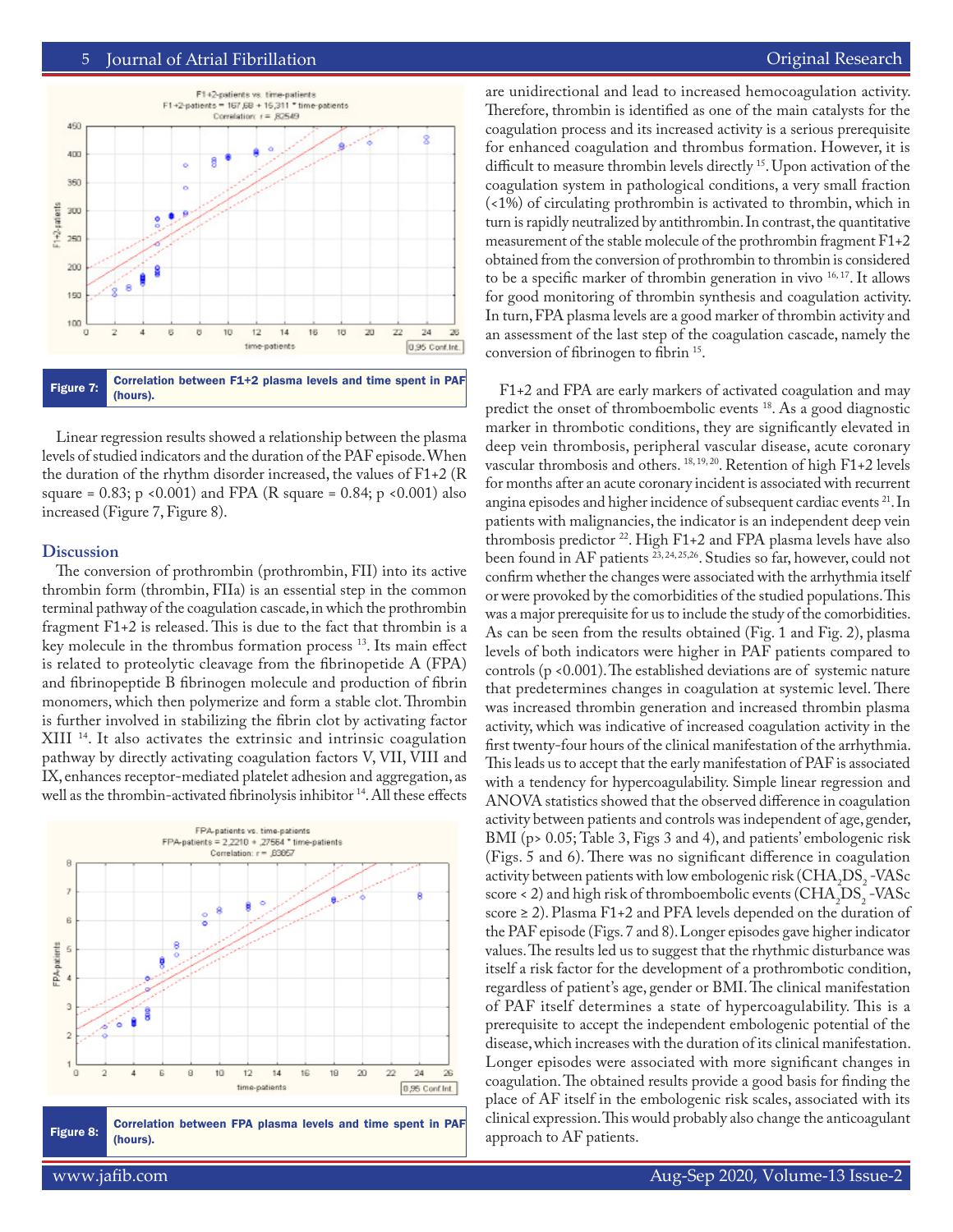Figure 7: Correlation between F1+2 plasma levels and time spent in PAF (hours).

Linear regression results showed a relationship between the plasma levels of studied indicators and the duration of the PAF episode. When the duration of the rhythm disorder increased, the values of F1+2 (R square = 0.83; p <0.001) and FPA (R square = 0.84; p <0.001) also increased (Figure 7, Figure 8).

## Discussion

The conversion of prothrombin (prothrombin, FII) into its active thrombin form (thrombin, FIIa) is an essential step in the common terminal pathway of the coagulation cascade, in which the prothrombin fragment F1+2 is released. This is due to the fact that thrombin is a key molecule in the thrombus formation process [13]. Its main effect is related to proteolytic cleavage from the fibrinopetide A (FPA) and fibrinopeptide B fibrinogen molecule and production of fibrin monomers, which then polymerize and form a stable clot. Thrombin is further involved in stabilizing the fibrin clot by activating factor XIII [14]. It also activates the extrinsic and intrinsic coagulation pathway by directly activating coagulation factors V, VII, VIII and IX, enhances receptor-mediated platelet adhesion and aggregation, as well as the thrombin-activated fibrinolysis inhibitor [14]. All these effects are unidirectional and lead to increased hemocoagulation activity. Therefore, thrombin is identified as one of the main catalysts for the coagulation process and its increased activity is a serious prerequisite for enhanced coagulation and thrombus formation. However, it is difficult to measure thrombin levels directly [15]. Upon activation of the coagulation system in pathological conditions, a very small fraction (<1%) of circulating prothrombin is activated to thrombin, which in turn is rapidly neutralized by antithrombin. In contrast, the quantitative measurement of the stable molecule of the prothrombin fragment F1+2 obtained from the conversion of prothrombin to thrombin is considered to be a specific marker of thrombin generation in vivo [16,17]. It allows for good monitoring of thrombin synthesis and coagulation activity. In turn, FPA plasma levels are a good marker of thrombin activity and an assessment of the last step of the coagulation cascade, namely the conversion of fibrinogen to fibrin [15].

Figure 8: Correlation between FPA plasma levels and time spent in PAF (hours).

F1+2 and FPA are early markers of activated coagulation and may predict the onset of thromboembolic events [18]. As a good diagnostic marker in thrombotic conditions, they are significantly elevated in deep vein thrombosis, peripheral vascular disease, acute coronary vascular thrombosis and others. [18,19,20]. Retention of high F1+2 levels for months after an acute coronary incident is associated with recurrent angina episodes and higher incidence of subsequent cardiac events [21]. In patients with malignancies, the indicator is an independent deep vein thrombosis predictor [22]. High F1+2 and FPA plasma levels have also been found in AF patients [23,24,25,26]. Studies so far, however, could not confirm whether the changes were associated with the arrhythmia itself or were provoked by the comorbidities of the studied populations. This was a major prerequisite for us to include the study of the comorbidities. As can be seen from the results obtained (Fig. 1 and Fig. 2), plasma levels of both indicators were higher in PAF patients compared to controls (p <0.001). The established deviations are of systemic nature that predetermines changes in coagulation at systemic level. There was increased thrombin generation and increased thrombin plasma activity, which was indicative of increased coagulation activity in the first twenty-four hours of the clinical manifestation of the arrhythmia. This leads us to accept that the early manifestation of PAF is associated with a tendency for hypercoagulability. Simple linear regression and ANOVA statistics showed that the observed difference in coagulation activity between patients and controls was independent of age, gender, BMI (p> 0.05; Table 3, Figs 3 and 4), and patients' embologenic risk (Figs. 5 and 6). There was no significant difference in coagulation activity between patients with low embologenic risk ($CHA_2DS_2$-VASc score < 2) and high risk of thromboembolic events ($CHA_2DS_2$-VASc score ≥ 2). Plasma F1+2 and PFA levels depended on the duration of the PAF episode (Figs. 7 and 8). Longer episodes gave higher indicator values. The results led us to suggest that the rhythmic disturbance was itself a risk factor for the development of a prothrombotic condition, regardless of patient's age, gender or BMI. The clinical manifestation of PAF itself determines a state of hypercoagulability. This is a prerequisite to accept the independent embologenic potential of the disease, which increases with the duration of its clinical manifestation. Longer episodes were associated with more significant changes in coagulation. The obtained results provide a good basis for finding the place of AF itself in the embologenic risk scales, associated with its clinical expression. This would probably also change the anticoagulant approach to AF patients.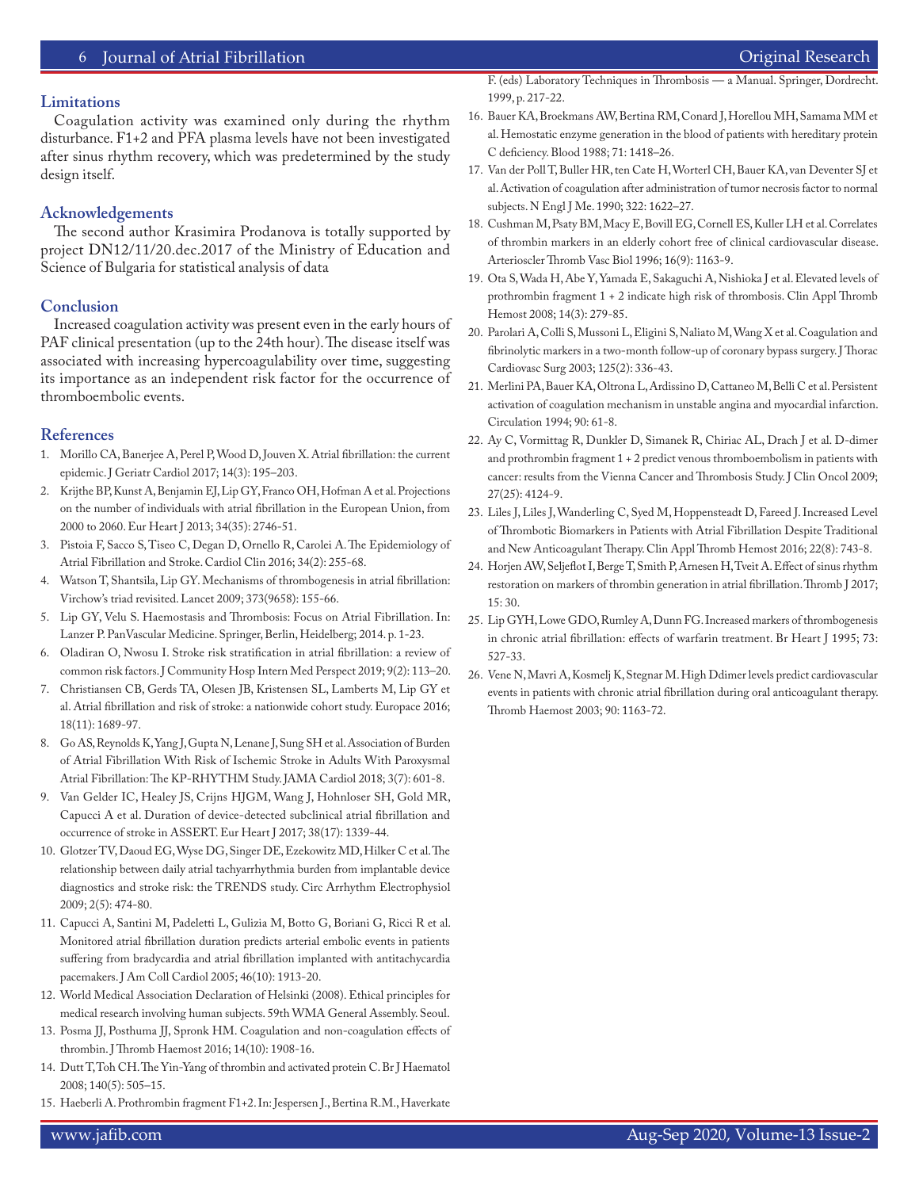## Limitations

Coagulation activity was examined only during the rhythm disturbance. F1+2 and PFA plasma levels have not been investigated after sinus rhythm recovery, which was predetermined by the study design itself.

## Acknowledgements

The second author Krasimira Prodanova is totally supported by project DN12/11/20.dec.2017 of the Ministry of Education and Science of Bulgaria for statistical analysis of data

## Conclusion

Increased coagulation activity was present even in the early hours of PAF clinical presentation (up to the 24th hour). The disease itself was associated with increasing hypercoagulability over time, suggesting its importance as an independent risk factor for the occurrence of thromboembolic events.

## References

1. Morillo CA, Banerjee A, Perel P, Wood D, Jouven X. Atrial fibrillation: the current epidemic. J Geriatr Cardiol 2017; 14(3): 195–203.
2. Krijthe BP, Kunst A, Benjamin EJ, Lip GY, Franco OH, Hofman A et al. Projections on the number of individuals with atrial fibrillation in the European Union, from 2000 to 2060. Eur Heart J 2013; 34(35): 2746-51.
3. Pistoia F, Sacco S, Tiseo C, Degan D, Ornello R, Carolei A. The Epidemiology of Atrial Fibrillation and Stroke. Cardiol Clin 2016; 34(2): 255-68.
4. Watson T, Shantsila, Lip GY. Mechanisms of thrombogenesis in atrial fibrillation: Virchow's triad revisited. Lancet 2009; 373(9658): 155-66.
5. Lip GY, Velu S. Haemostasis and Thrombosis: Focus on Atrial Fibrillation. In: Lanzer P. PanVascular Medicine. Springer, Berlin, Heidelberg; 2014. p. 1-23.
6. Oladiran O, Nwosu I. Stroke risk stratification in atrial fibrillation: a review of common risk factors. J Community Hosp Intern Med Perspect 2019; 9(2): 113–20.
7. Christiansen CB, Gerds TA, Olesen JB, Kristensen SL, Lamberts M, Lip GY et al. Atrial fibrillation and risk of stroke: a nationwide cohort study. Europace 2016; 18(11): 1689-97.
8. Go AS, Reynolds K, Yang J, Gupta N, Lenane J, Sung SH et al. Association of Burden of Atrial Fibrillation With Risk of Ischemic Stroke in Adults With Paroxysmal Atrial Fibrillation: The KP-RHYTHM Study. JAMA Cardiol 2018; 3(7): 601-8.
9. Van Gelder IC, Healey JS, Crijns HJGM, Wang J, Hohnloser SH, Gold MR, Capucci A et al. Duration of device-detected subclinical atrial fibrillation and occurrence of stroke in ASSERT. Eur Heart J 2017; 38(17): 1339-44.
10. Glotzer TV, Daoud EG, Wyse DG, Singer DE, Ezekowitz MD, Hilker C et al. The relationship between daily atrial tachyarrhythmia burden from implantable device diagnostics and stroke risk: the TRENDS study. Circ Arrhythm Electrophysiol 2009; 2(5): 474-80.
11. Capucci A, Santini M, Padeletti L, Gulizia M, Botto G, Boriani G, Ricci R et al. Monitored atrial fibrillation duration predicts arterial embolic events in patients suffering from bradycardia and atrial fibrillation implanted with antitachycardia pacemakers. J Am Coll Cardiol 2005; 46(10): 1913-20.
12. World Medical Association Declaration of Helsinki (2008). Ethical principles for medical research involving human subjects. 59th WMA General Assembly. Seoul.
13. Posma JJ, Posthuma JJ, Spronk HM. Coagulation and non-coagulation effects of thrombin. J Thromb Haemost 2016; 14(10): 1908-16.
14. Dutt T, Toh CH. The Yin-Yang of thrombin and activated protein C. Br J Haematol 2008; 140(5): 505–15.
15. Haeberli A. Prothrombin fragment F1+2. In: Jespersen J., Bertina R.M., Haverkate F. (eds) Laboratory Techniques in Thrombosis — a Manual. Springer, Dordrecht. 1999, p. 217-22.
16. Bauer KA, Broekmans AW, Bertina RM, Conard J, Horellou MH, Samama MM et al. Hemostatic enzyme generation in the blood of patients with hereditary protein C deficiency. Blood 1988; 71: 1418–26.
17. Van der Poll T, Buller HR, ten Cate H, Worterl CH, Bauer KA, van Deventer SJ et al. Activation of coagulation after administration of tumor necrosis factor to normal subjects. N Engl J Me. 1990; 322: 1622–27.
18. Cushman M, Psaty BM, Macy E, Bovill EG, Cornell ES, Kuller LH et al. Correlates of thrombin markers in an elderly cohort free of clinical cardiovascular disease. Arterioscler Thromb Vasc Biol 1996; 16(9): 1163-9.
19. Ota S, Wada H, Abe Y, Yamada E, Sakaguchi A, Nishioka J et al. Elevated levels of prothrombin fragment 1 + 2 indicate high risk of thrombosis. Clin Appl Thromb Hemost 2008; 14(3): 279-85.
20. Parolari A, Colli S, Mussoni L, Eligini S, Naliato M, Wang X et al. Coagulation and fibrinolytic markers in a two-month follow-up of coronary bypass surgery. J Thorac Cardiovasc Surg 2003; 125(2): 336-43.
21. Merlini PA, Bauer KA, Oltrona L, Ardissino D, Cattaneo M, Belli C et al. Persistent activation of coagulation mechanism in unstable angina and myocardial infarction. Circulation 1994; 90: 61-8.
22. Ay C, Vormittag R, Dunkler D, Simanek R, Chiriac AL, Drach J et al. D-dimer and prothrombin fragment 1 + 2 predict venous thromboembolism in patients with cancer: results from the Vienna Cancer and Thrombosis Study. J Clin Oncol 2009; 27(25): 4124-9.
23. Liles J, Liles J, Wanderling C, Syed M, Hoppensteadt D, Fareed J. Increased Level of Thrombotic Biomarkers in Patients with Atrial Fibrillation Despite Traditional and New Anticoagulant Therapy. Clin Appl Thromb Hemost 2016; 22(8): 743-8.
24. Horjen AW, Seljeflot I, Berge T, Smith P, Arnesen H, Tveit A. Effect of sinus rhythm restoration on markers of thrombin generation in atrial fibrillation. Thromb J 2017; 15: 30.
25. Lip GYH, Lowe GDO, Rumley A, Dunn FG. Increased markers of thrombogenesis in chronic atrial fibrillation: effects of warfarin treatment. Br Heart J 1995; 73: 527-33.
26. Vene N, Mavri A, Kosmelj K, Stegnar M. High Ddimer levels predict cardiovascular events in patients with chronic atrial fibrillation during oral anticoagulant therapy. Thromb Haemost 2003; 90: 1163-72.